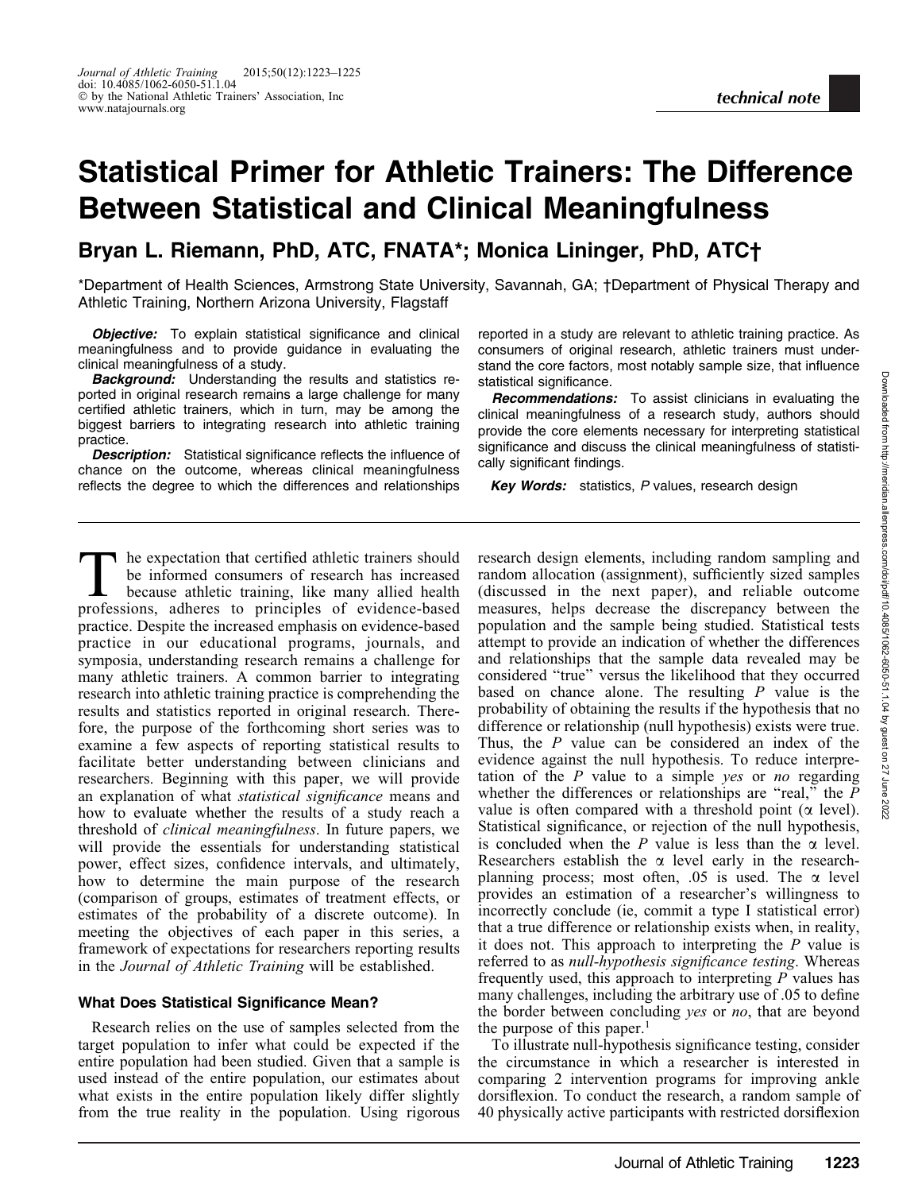technical note

# Statistical Primer for Athletic Trainers: The Difference Between Statistical and Clinical Meaningfulness

## Bryan L. Riemann, PhD, ATC, FNATA*; Monica Lininger, PhD, ATC†

*Department of Health Sciences, Armstrong State University, Savannah, GA; †Department of Physical Therapy and Athletic Training, Northern Arizona University, Flagstaff

***Objective:*** To explain statistical significance and clinical meaningfulness and to provide guidance in evaluating the clinical meaningfulness of a study.

***Background:*** Understanding the results and statistics reported in original research remains a large challenge for many certified athletic trainers, which in turn, may be among the biggest barriers to integrating research into athletic training practice.

***Description:*** Statistical significance reflects the influence of chance on the outcome, whereas clinical meaningfulness reflects the degree to which the differences and relationships reported in a study are relevant to athletic training practice. As consumers of original research, athletic trainers must understand the core factors, most notably sample size, that influence statistical significance.

***Recommendations:*** To assist clinicians in evaluating the clinical meaningfulness of a research study, authors should provide the core elements necessary for interpreting statistical significance and discuss the clinical meaningfulness of statistically significant findings.

***Key Words:*** statistics, *P* values, research design

The expectation that certified athletic trainers should be informed consumers of research has increased because athletic training, like many allied health professions, adheres to principles of evidence-based practice. Despite the increased emphasis on evidence-based practice in our educational programs, journals, and symposia, understanding research remains a challenge for many athletic trainers. A common barrier to integrating research into athletic training practice is comprehending the results and statistics reported in original research. Therefore, the purpose of the forthcoming short series was to examine a few aspects of reporting statistical results to facilitate better understanding between clinicians and researchers. Beginning with this paper, we will provide an explanation of what *statistical significance* means and how to evaluate whether the results of a study reach a threshold of *clinical meaningfulness*. In future papers, we will provide the essentials for understanding statistical power, effect sizes, confidence intervals, and ultimately, how to determine the main purpose of the research (comparison of groups, estimates of treatment effects, or estimates of the probability of a discrete outcome). In meeting the objectives of each paper in this series, a framework of expectations for researchers reporting results in the *Journal of Athletic Training* will be established.

### What Does Statistical Significance Mean?

Research relies on the use of samples selected from the target population to infer what could be expected if the entire population had been studied. Given that a sample is used instead of the entire population, our estimates about what exists in the entire population likely differ slightly from the true reality in the population. Using rigorous research design elements, including random sampling and random allocation (assignment), sufficiently sized samples (discussed in the next paper), and reliable outcome measures, helps decrease the discrepancy between the population and the sample being studied. Statistical tests attempt to provide an indication of whether the differences and relationships that the sample data revealed may be considered "true" versus the likelihood that they occurred based on chance alone. The resulting *P* value is the probability of obtaining the results if the hypothesis that no difference or relationship (null hypothesis) exists were true. Thus, the *P* value can be considered an index of the evidence against the null hypothesis. To reduce interpretation of the *P* value to a simple *yes* or *no* regarding whether the differences or relationships are "real," the *P* value is often compared with a threshold point ($\alpha$ level). Statistical significance, or rejection of the null hypothesis, is concluded when the *P* value is less than the $\alpha$ level. Researchers establish the $\alpha$ level early in the research-planning process; most often, .05 is used. The $\alpha$ level provides an estimation of a researcher's willingness to incorrectly conclude (ie, commit a type I statistical error) that a true difference or relationship exists when, in reality, it does not. This approach to interpreting the *P* value is referred to as *null-hypothesis significance testing*. Whereas frequently used, this approach to interpreting *P* values has many challenges, including the arbitrary use of .05 to define the border between concluding *yes* or *no*, that are beyond the purpose of this paper.[1]

To illustrate null-hypothesis significance testing, consider the circumstance in which a researcher is interested in comparing 2 intervention programs for improving ankle dorsiflexion. To conduct the research, a random sample of 40 physically active participants with restricted dorsiflexion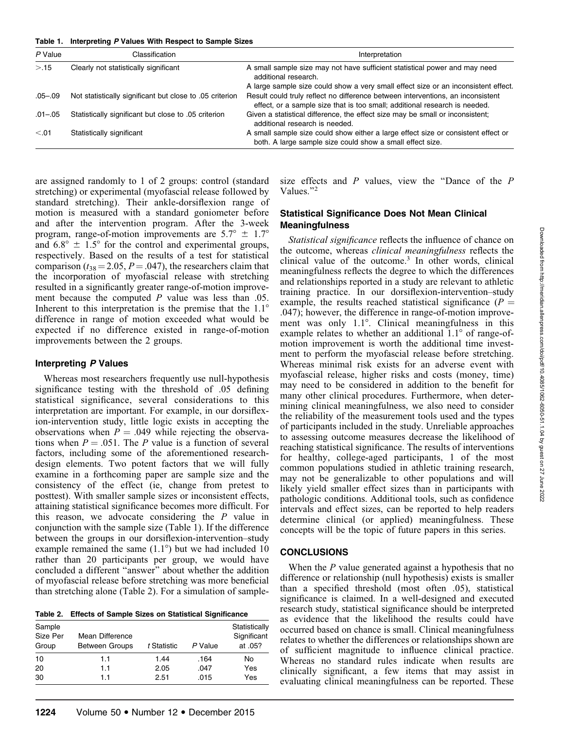**Table 1. Interpreting *P* Values With Respect to Sample Sizes**

| *P* Value | Classification | Interpretation |
|---|---|---|
| >.15 | Clearly not statistically significant | A small sample size may not have sufficient statistical power and may need additional research. A large sample size could show a very small effect size or an inconsistent effect. |
| .05–.09 | Not statistically significant but close to .05 criterion | Result could truly reflect no difference between interventions, an inconsistent effect, or a sample size that is too small; additional research is needed. |
| .01–.05 | Statistically significant but close to .05 criterion | Given a statistical difference, the effect size may be small or inconsistent; additional research is needed. |
| <.01 | Statistically significant | A small sample size could show either a large effect size or consistent effect or both. A large sample size could show a small effect size. |

are assigned randomly to 1 of 2 groups: control (standard stretching) or experimental (myofascial release followed by standard stretching). Their ankle-dorsiflexion range of motion is measured with a standard goniometer before and after the intervention program. After the 3-week program, range-of-motion improvements are $5.7° \pm 1.7°$ and $6.8° \pm 1.5°$ for the control and experimental groups, respectively. Based on the results of a test for statistical comparison ($t_{38} = 2.05$, $P = .047$), the researchers claim that the incorporation of myofascial release with stretching resulted in a significantly greater range-of-motion improvement because the computed *P* value was less than .05. Inherent to this interpretation is the premise that the 1.1° difference in range of motion exceeded what would be expected if no difference existed in range-of-motion improvements between the 2 groups.

### Interpreting *P* Values

Whereas most researchers frequently use null-hypothesis significance testing with the threshold of .05 defining statistical significance, several considerations to this interpretation are important. For example, in our dorsiflexion-intervention study, little logic exists in accepting the observations when $P = .049$ while rejecting the observations when $P = .051$. The *P* value is a function of several factors, including some of the aforementioned research-design elements. Two potent factors that we will fully examine in a forthcoming paper are sample size and the consistency of the effect (ie, change from pretest to posttest). With smaller sample sizes or inconsistent effects, attaining statistical significance becomes more difficult. For this reason, we advocate considering the *P* value in conjunction with the sample size (Table 1). If the difference between the groups in our dorsiflexion-intervention–study example remained the same (1.1°) but we had included 10 rather than 20 participants per group, we would have concluded a different "answer" about whether the addition of myofascial release before stretching was more beneficial than stretching alone (Table 2). For a simulation of sample-size effects and *P* values, view the "Dance of the *P* Values."[2]

**Table 2. Effects of Sample Sizes on Statistical Significance**

| Sample Size Per Group | Mean Difference Between Groups | *t* Statistic | *P* Value | Statistically Significant at .05? |
|---|---|---|---|---|
| 10 | 1.1 | 1.44 | .164 | No |
| 20 | 1.1 | 2.05 | .047 | Yes |
| 30 | 1.1 | 2.51 | .015 | Yes |

### Statistical Significance Does Not Mean Clinical Meaningfulness

*Statistical significance* reflects the influence of chance on the outcome, whereas *clinical meaningfulness* reflects the clinical value of the outcome.[3] In other words, clinical meaningfulness reflects the degree to which the differences and relationships reported in a study are relevant to athletic training practice. In our dorsiflexion-intervention–study example, the results reached statistical significance ($P = .047$); however, the difference in range-of-motion improvement was only 1.1°. Clinical meaningfulness in this example relates to whether an additional 1.1° of range-of-motion improvement is worth the additional time investment to perform the myofascial release before stretching. Whereas minimal risk exists for an adverse event with myofascial release, higher risks and costs (money, time) may need to be considered in addition to the benefit for many other clinical procedures. Furthermore, when determining clinical meaningfulness, we also need to consider the reliability of the measurement tools used and the types of participants included in the study. Unreliable approaches to assessing outcome measures decrease the likelihood of reaching statistical significance. The results of interventions for healthy, college-aged participants, 1 of the most common populations studied in athletic training research, may not be generalizable to other populations and will likely yield smaller effect sizes than in participants with pathologic conditions. Additional tools, such as confidence intervals and effect sizes, can be reported to help readers determine clinical (or applied) meaningfulness. These concepts will be the topic of future papers in this series.

## CONCLUSIONS

When the *P* value generated against a hypothesis that no difference or relationship (null hypothesis) exists is smaller than a specified threshold (most often .05), statistical significance is claimed. In a well-designed and executed research study, statistical significance should be interpreted as evidence that the likelihood the results could have occurred based on chance is small. Clinical meaningfulness relates to whether the differences or relationships shown are of sufficient magnitude to influence clinical practice. Whereas no standard rules indicate when results are clinically significant, a few items that may assist in evaluating clinical meaningfulness can be reported. These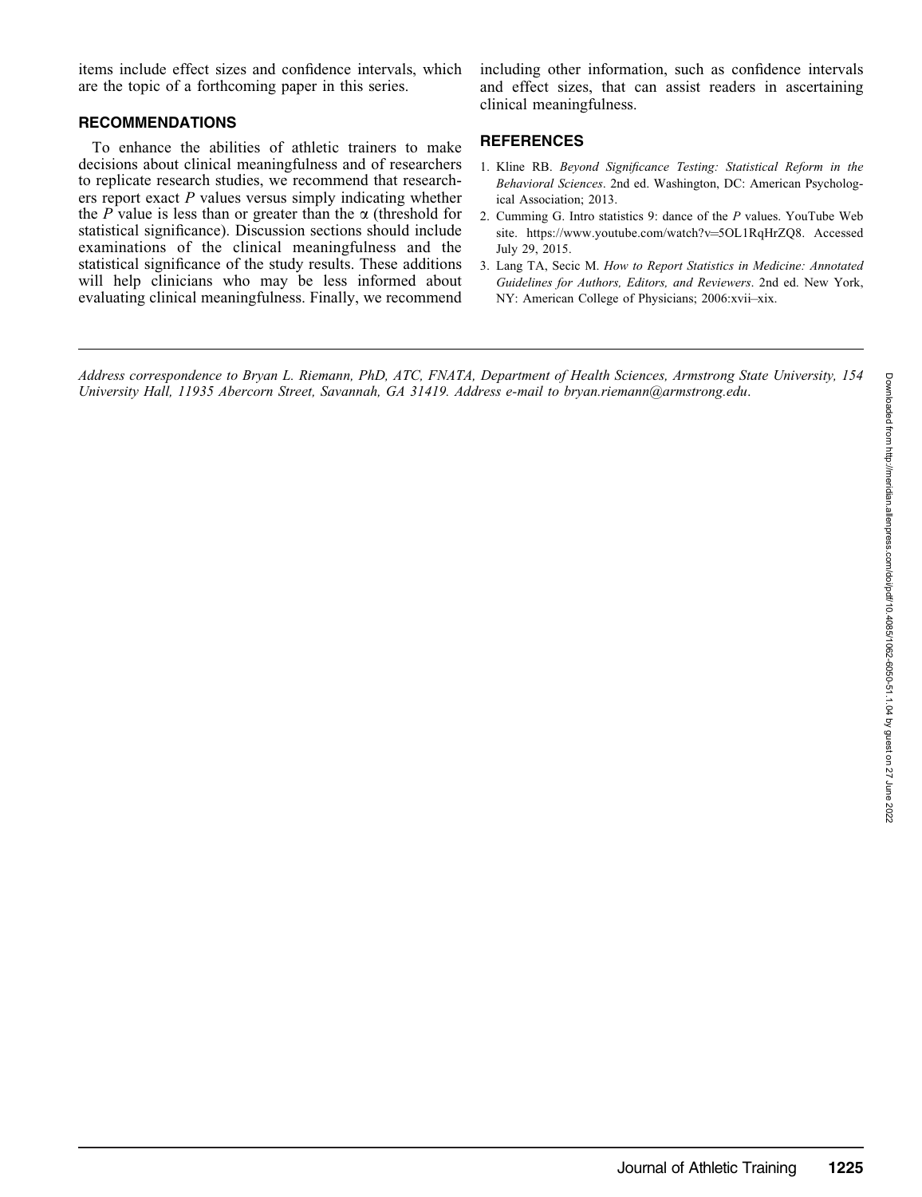items include effect sizes and confidence intervals, which are the topic of a forthcoming paper in this series.

## RECOMMENDATIONS

To enhance the abilities of athletic trainers to make decisions about clinical meaningfulness and of researchers to replicate research studies, we recommend that researchers report exact *P* values versus simply indicating whether the *P* value is less than or greater than the $\alpha$ (threshold for statistical significance). Discussion sections should include examinations of the clinical meaningfulness and the statistical significance of the study results. These additions will help clinicians who may be less informed about evaluating clinical meaningfulness. Finally, we recommend including other information, such as confidence intervals and effect sizes, that can assist readers in ascertaining clinical meaningfulness.

## REFERENCES

1. Kline RB. *Beyond Significance Testing: Statistical Reform in the Behavioral Sciences*. 2nd ed. Washington, DC: American Psychological Association; 2013.
2. Cumming G. Intro statistics 9: dance of the *P* values. YouTube Web site. https://www.youtube.com/watch?v=5OL1RqHrZQ8. Accessed July 29, 2015.
3. Lang TA, Secic M. *How to Report Statistics in Medicine: Annotated Guidelines for Authors, Editors, and Reviewers*. 2nd ed. New York, NY: American College of Physicians; 2006:xvii–xix.

---

*Address correspondence to Bryan L. Riemann, PhD, ATC, FNATA, Department of Health Sciences, Armstrong State University, 154 University Hall, 11935 Abercorn Street, Savannah, GA 31419. Address e-mail to bryan.riemann@armstrong.edu.*